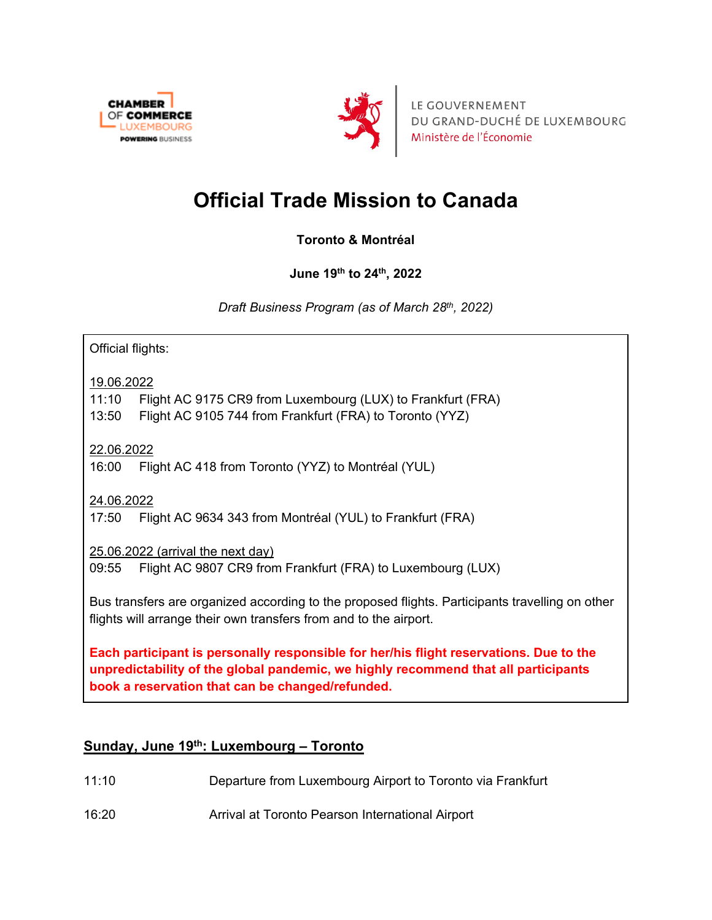CHAMBER OF COMMERCE LUXEMBOURG
POWERING BUSINESS

LE GOUVERNEMENT
DU GRAND-DUCHÉ DE LUXEMBOURG
Ministère de l'Économie

# Official Trade Mission to Canada

**Toronto & Montréal**

**June 19th to 24th, 2022**

*Draft Business Program (as of March 28th, 2022)*

Official flights:

19.06.2022
11:10 Flight AC 9175 CR9 from Luxembourg (LUX) to Frankfurt (FRA)
13:50 Flight AC 9105 744 from Frankfurt (FRA) to Toronto (YYZ)

22.06.2022
16:00 Flight AC 418 from Toronto (YYZ) to Montréal (YUL)

24.06.2022
17:50 Flight AC 9634 343 from Montréal (YUL) to Frankfurt (FRA)

25.06.2022 (arrival the next day)
09:55 Flight AC 9807 CR9 from Frankfurt (FRA) to Luxembourg (LUX)

Bus transfers are organized according to the proposed flights. Participants travelling on other flights will arrange their own transfers from and to the airport.

**Each participant is personally responsible for her/his flight reservations. Due to the unpredictability of the global pandemic, we highly recommend that all participants book a reservation that can be changed/refunded.**

## Sunday, June 19th: Luxembourg – Toronto

| | |
|---|---|
| 11:10 | Departure from Luxembourg Airport to Toronto via Frankfurt |
| 16:20 | Arrival at Toronto Pearson International Airport |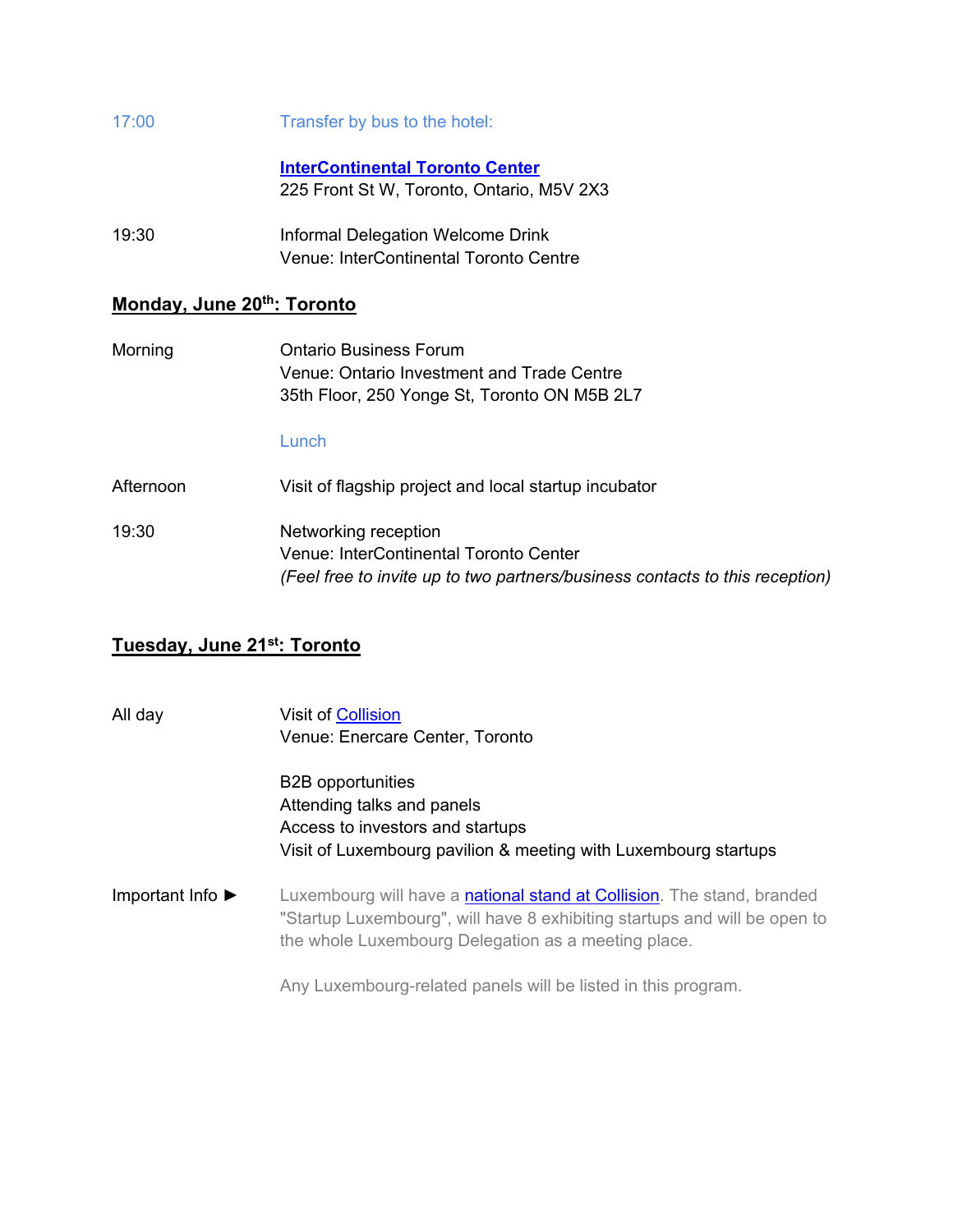17:00 Transfer by bus to the hotel:

**InterContinental Toronto Center**
225 Front St W, Toronto, Ontario, M5V 2X3

19:30 Informal Delegation Welcome Drink
Venue: InterContinental Toronto Centre

## Monday, June 20th: Toronto

Morning Ontario Business Forum
Venue: Ontario Investment and Trade Centre
35th Floor, 250 Yonge St, Toronto ON M5B 2L7

Lunch

Afternoon Visit of flagship project and local startup incubator

19:30 Networking reception
Venue: InterContinental Toronto Center
*(Feel free to invite up to two partners/business contacts to this reception)*

## Tuesday, June 21st: Toronto

All day Visit of Collision
Venue: Enercare Center, Toronto

B2B opportunities
Attending talks and panels
Access to investors and startups
Visit of Luxembourg pavilion & meeting with Luxembourg startups

Important Info ► Luxembourg will have a national stand at Collision. The stand, branded "Startup Luxembourg", will have 8 exhibiting startups and will be open to the whole Luxembourg Delegation as a meeting place.

Any Luxembourg-related panels will be listed in this program.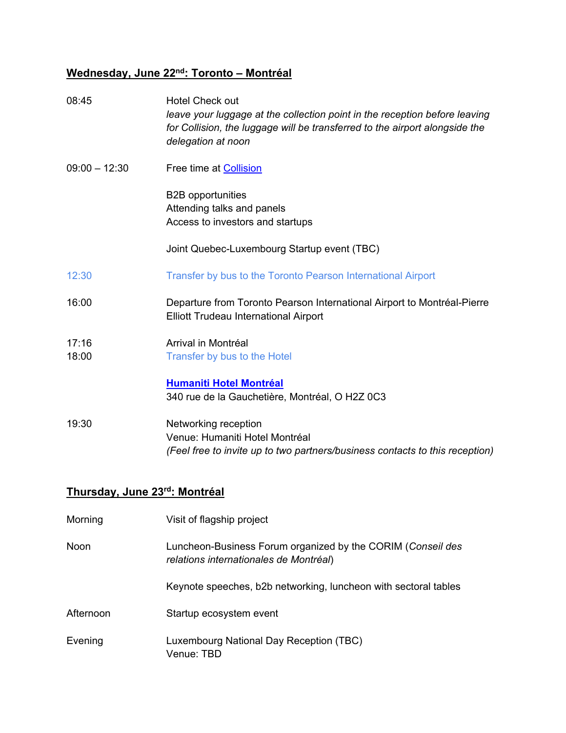## Wednesday, June 22nd: Toronto – Montréal

| | |
|---|---|
| 08:45 | Hotel Check out<br>*leave your luggage at the collection point in the reception before leaving for Collision, the luggage will be transferred to the airport alongside the delegation at noon* |
| 09:00 – 12:30 | Free time at [Collision](Collision)<br><br>B2B opportunities<br>Attending talks and panels<br>Access to investors and startups<br><br>Joint Quebec-Luxembourg Startup event (TBC) |
| 12:30 | Transfer by bus to the Toronto Pearson International Airport |
| 16:00 | Departure from Toronto Pearson International Airport to Montréal-Pierre Elliott Trudeau International Airport |
| 17:16<br>18:00 | Arrival in Montréal<br>Transfer by bus to the Hotel<br><br>**Humaniti Hotel Montréal**<br>340 rue de la Gauchetière, Montréal, O H2Z 0C3 |
| 19:30 | Networking reception<br>Venue: Humaniti Hotel Montréal<br>*(Feel free to invite up to two partners/business contacts to this reception)* |

## Thursday, June 23rd: Montréal

| | |
|---|---|
| Morning | Visit of flagship project |
| Noon | Luncheon-Business Forum organized by the CORIM (*Conseil des relations internationales de Montréal*)<br><br>Keynote speeches, b2b networking, luncheon with sectoral tables |
| Afternoon | Startup ecosystem event |
| Evening | Luxembourg National Day Reception (TBC)<br>Venue: TBD |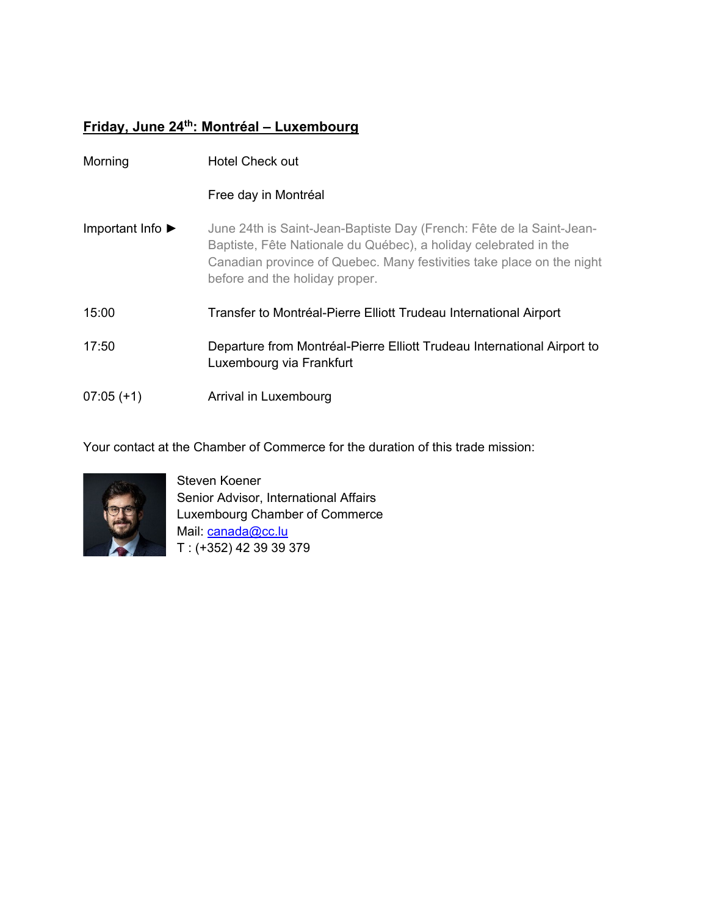**Friday, June 24th: Montréal – Luxembourg**

| | |
|---|---|
| Morning | Hotel Check out |
| | Free day in Montréal |
| Important Info ► | June 24th is Saint-Jean-Baptiste Day (French: Fête de la Saint-Jean-Baptiste, Fête Nationale du Québec), a holiday celebrated in the Canadian province of Quebec. Many festivities take place on the night before and the holiday proper. |
| 15:00 | Transfer to Montréal-Pierre Elliott Trudeau International Airport |
| 17:50 | Departure from Montréal-Pierre Elliott Trudeau International Airport to Luxembourg via Frankfurt |
| 07:05 (+1) | Arrival in Luxembourg |

Your contact at the Chamber of Commerce for the duration of this trade mission:

Steven Koener
Senior Advisor, International Affairs
Luxembourg Chamber of Commerce
Mail: canada@cc.lu
T : (+352) 42 39 39 379